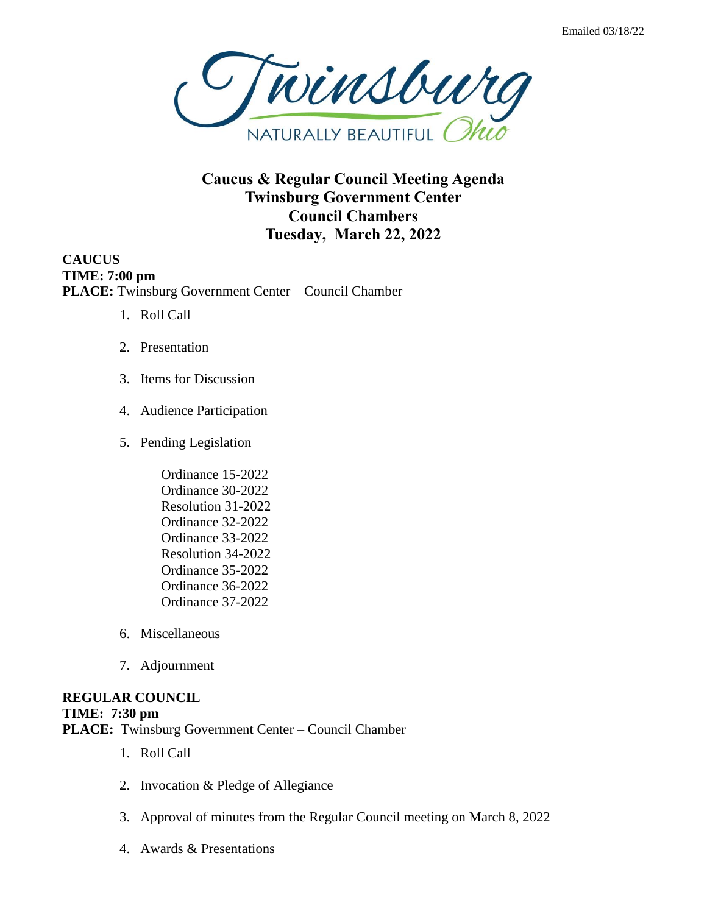Emailed 03/18/22

Twinsburg
NATURALLY BEAUTIFUL Ohio

# Caucus & Regular Council Meeting Agenda
# Twinsburg Government Center
# Council Chambers
# Tuesday, March 22, 2022

**CAUCUS**
**TIME: 7:00 pm**
**PLACE:** Twinsburg Government Center – Council Chamber

1. Roll Call
2. Presentation
3. Items for Discussion
4. Audience Participation
5. Pending Legislation

   Ordinance 15-2022
   Ordinance 30-2022
   Resolution 31-2022
   Ordinance 32-2022
   Ordinance 33-2022
   Resolution 34-2022
   Ordinance 35-2022
   Ordinance 36-2022
   Ordinance 37-2022

6. Miscellaneous
7. Adjournment

**REGULAR COUNCIL**
**TIME: 7:30 pm**
**PLACE:** Twinsburg Government Center – Council Chamber

1. Roll Call
2. Invocation & Pledge of Allegiance
3. Approval of minutes from the Regular Council meeting on March 8, 2022
4. Awards & Presentations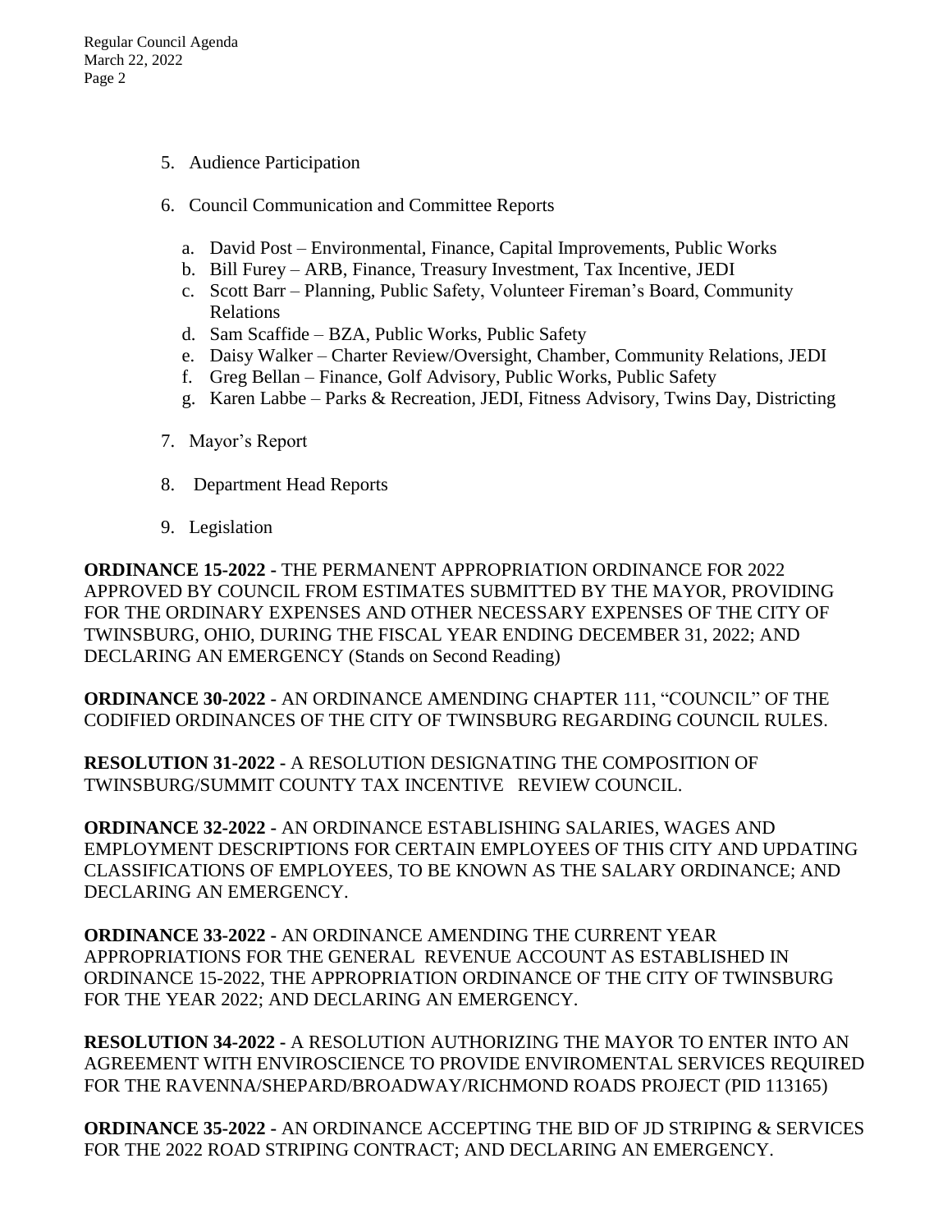5. Audience Participation

6. Council Communication and Committee Reports

   a. David Post – Environmental, Finance, Capital Improvements, Public Works
   b. Bill Furey – ARB, Finance, Treasury Investment, Tax Incentive, JEDI
   c. Scott Barr – Planning, Public Safety, Volunteer Fireman's Board, Community Relations
   d. Sam Scaffide – BZA, Public Works, Public Safety
   e. Daisy Walker – Charter Review/Oversight, Chamber, Community Relations, JEDI
   f. Greg Bellan – Finance, Golf Advisory, Public Works, Public Safety
   g. Karen Labbe – Parks & Recreation, JEDI, Fitness Advisory, Twins Day, Districting

7. Mayor's Report

8. Department Head Reports

9. Legislation

**ORDINANCE 15-2022 -** THE PERMANENT APPROPRIATION ORDINANCE FOR 2022 APPROVED BY COUNCIL FROM ESTIMATES SUBMITTED BY THE MAYOR, PROVIDING FOR THE ORDINARY EXPENSES AND OTHER NECESSARY EXPENSES OF THE CITY OF TWINSBURG, OHIO, DURING THE FISCAL YEAR ENDING DECEMBER 31, 2022; AND DECLARING AN EMERGENCY (Stands on Second Reading)

**ORDINANCE 30-2022 -** AN ORDINANCE AMENDING CHAPTER 111, "COUNCIL" OF THE CODIFIED ORDINANCES OF THE CITY OF TWINSBURG REGARDING COUNCIL RULES.

**RESOLUTION 31-2022 -** A RESOLUTION DESIGNATING THE COMPOSITION OF TWINSBURG/SUMMIT COUNTY TAX INCENTIVE REVIEW COUNCIL.

**ORDINANCE 32-2022 -** AN ORDINANCE ESTABLISHING SALARIES, WAGES AND EMPLOYMENT DESCRIPTIONS FOR CERTAIN EMPLOYEES OF THIS CITY AND UPDATING CLASSIFICATIONS OF EMPLOYEES, TO BE KNOWN AS THE SALARY ORDINANCE; AND DECLARING AN EMERGENCY.

**ORDINANCE 33-2022 -** AN ORDINANCE AMENDING THE CURRENT YEAR APPROPRIATIONS FOR THE GENERAL REVENUE ACCOUNT AS ESTABLISHED IN ORDINANCE 15-2022, THE APPROPRIATION ORDINANCE OF THE CITY OF TWINSBURG FOR THE YEAR 2022; AND DECLARING AN EMERGENCY.

**RESOLUTION 34-2022 -** A RESOLUTION AUTHORIZING THE MAYOR TO ENTER INTO AN AGREEMENT WITH ENVIROSCIENCE TO PROVIDE ENVIROMENTAL SERVICES REQUIRED FOR THE RAVENNA/SHEPARD/BROADWAY/RICHMOND ROADS PROJECT (PID 113165)

**ORDINANCE 35-2022 -** AN ORDINANCE ACCEPTING THE BID OF JD STRIPING & SERVICES FOR THE 2022 ROAD STRIPING CONTRACT; AND DECLARING AN EMERGENCY.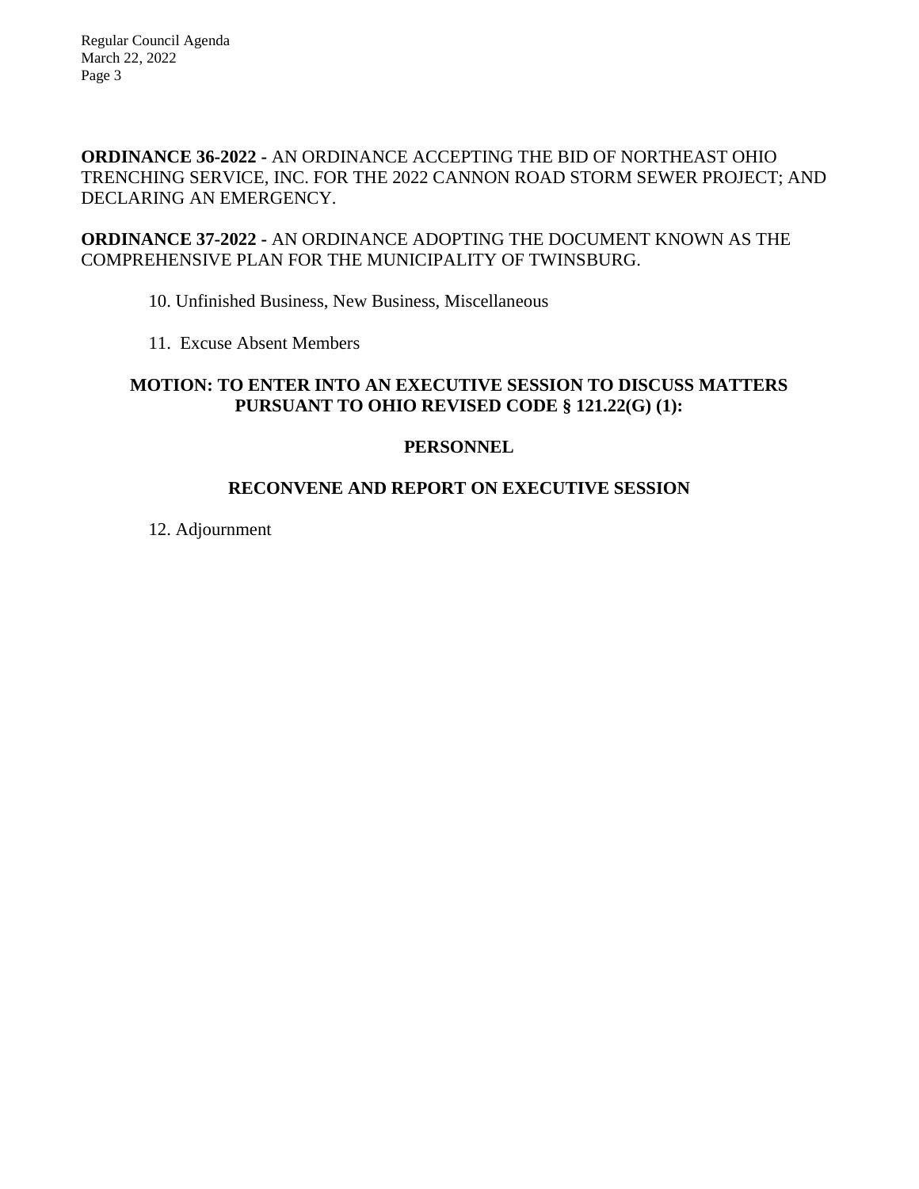**ORDINANCE 36-2022 -** AN ORDINANCE ACCEPTING THE BID OF NORTHEAST OHIO TRENCHING SERVICE, INC. FOR THE 2022 CANNON ROAD STORM SEWER PROJECT; AND DECLARING AN EMERGENCY.

**ORDINANCE 37-2022 -** AN ORDINANCE ADOPTING THE DOCUMENT KNOWN AS THE COMPREHENSIVE PLAN FOR THE MUNICIPALITY OF TWINSBURG.

10. Unfinished Business, New Business, Miscellaneous

11. Excuse Absent Members

**MOTION: TO ENTER INTO AN EXECUTIVE SESSION TO DISCUSS MATTERS PURSUANT TO OHIO REVISED CODE § 121.22(G) (1):**

**PERSONNEL**

**RECONVENE AND REPORT ON EXECUTIVE SESSION**

12. Adjournment